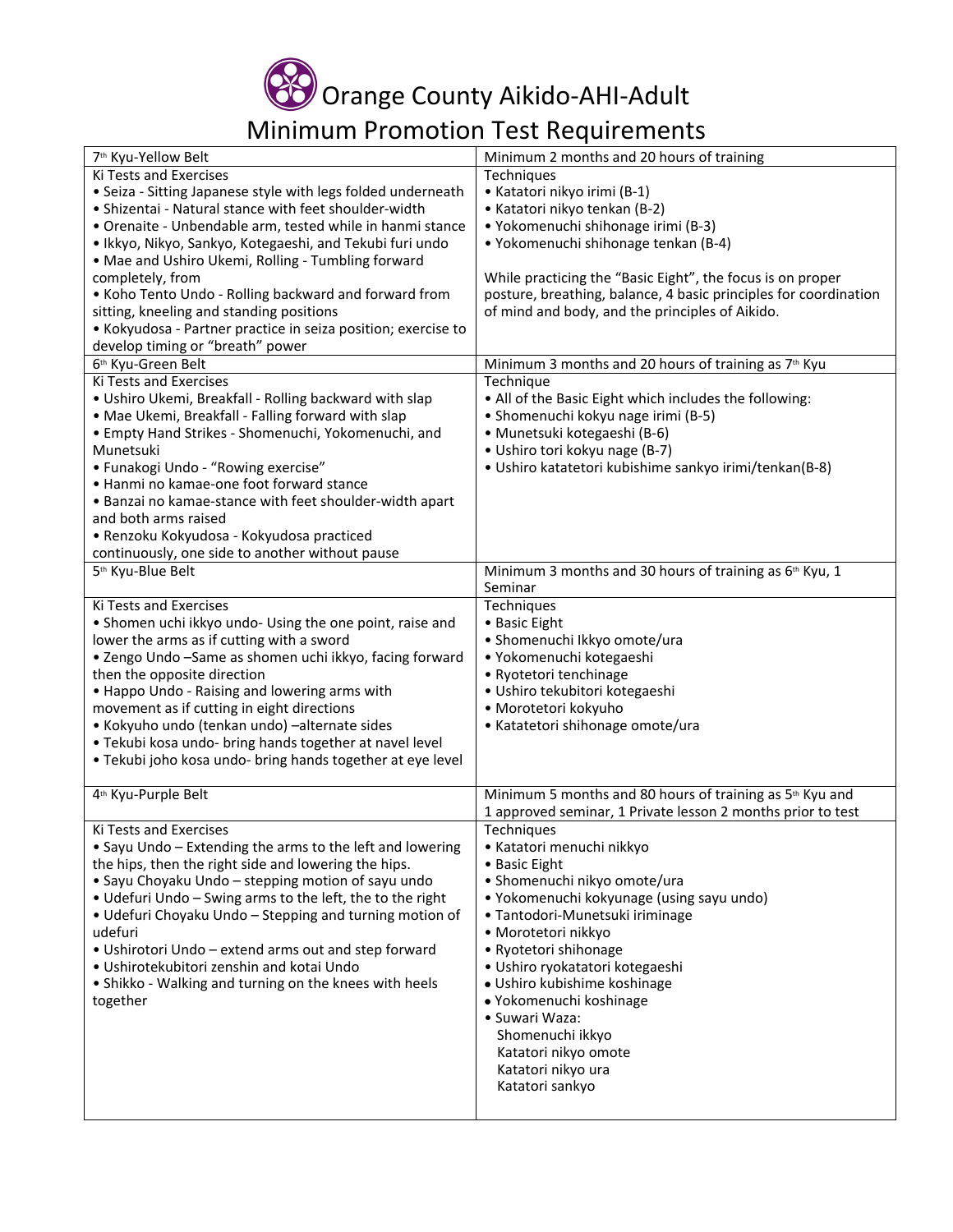# Orange County Aikido-AHI-Adult

## Minimum Promotion Test Requirements

| 7th Kyu-Yellow Belt | Minimum 2 months and 20 hours of training |
|---|---|
| Ki Tests and Exercises<br>• Seiza - Sitting Japanese style with legs folded underneath<br>• Shizentai - Natural stance with feet shoulder-width<br>• Orenaite - Unbendable arm, tested while in hanmi stance<br>• Ikkyo, Nikyo, Sankyo, Kotegaeshi, and Tekubi furi undo<br>• Mae and Ushiro Ukemi, Rolling - Tumbling forward completely, from<br>• Koho Tento Undo - Rolling backward and forward from sitting, kneeling and standing positions<br>• Kokyudosa - Partner practice in seiza position; exercise to develop timing or "breath" power | Techniques<br>• Katatori nikyo irimi (B-1)<br>• Katatori nikyo tenkan (B-2)<br>• Yokomenuchi shihonage irimi (B-3)<br>• Yokomenuchi shihonage tenkan (B-4)<br><br>While practicing the "Basic Eight", the focus is on proper posture, breathing, balance, 4 basic principles for coordination of mind and body, and the principles of Aikido. |
| 6th Kyu-Green Belt | Minimum 3 months and 20 hours of training as 7th Kyu |
| Ki Tests and Exercises<br>• Ushiro Ukemi, Breakfall - Rolling backward with slap<br>• Mae Ukemi, Breakfall - Falling forward with slap<br>• Empty Hand Strikes - Shomenuchi, Yokomenuchi, and Munetsuki<br>• Funakogi Undo - "Rowing exercise"<br>• Hanmi no kamae-one foot forward stance<br>• Banzai no kamae-stance with feet shoulder-width apart and both arms raised<br>• Renzoku Kokyudosa - Kokyudosa practiced continuously, one side to another without pause | Technique<br>• All of the Basic Eight which includes the following:<br>• Shomenuchi kokyu nage irimi (B-5)<br>• Munetsuki kotegaeshi (B-6)<br>• Ushiro tori kokyu nage (B-7)<br>• Ushiro katatetori kubishime sankyo irimi/tenkan(B-8) |
| 5th Kyu-Blue Belt | Minimum 3 months and 30 hours of training as 6th Kyu, 1 Seminar |
| Ki Tests and Exercises<br>• Shomen uchi ikkyo undo- Using the one point, raise and lower the arms as if cutting with a sword<br>• Zengo Undo –Same as shomen uchi ikkyo, facing forward then the opposite direction<br>• Happo Undo - Raising and lowering arms with movement as if cutting in eight directions<br>• Kokyuho undo (tenkan undo) –alternate sides<br>• Tekubi kosa undo- bring hands together at navel level<br>• Tekubi joho kosa undo- bring hands together at eye level | Techniques<br>• Basic Eight<br>• Shomenuchi Ikkyo omote/ura<br>• Yokomenuchi kotegaeshi<br>• Ryotetori tenchinage<br>• Ushiro tekubitori kotegaeshi<br>• Morotetori kokyuho<br>• Katatetori shihonage omote/ura |
| 4th Kyu-Purple Belt | Minimum 5 months and 80 hours of training as 5th Kyu and 1 approved seminar, 1 Private lesson 2 months prior to test |
| Ki Tests and Exercises<br>• Sayu Undo – Extending the arms to the left and lowering the hips, then the right side and lowering the hips.<br>• Sayu Choyaku Undo – stepping motion of sayu undo<br>• Udefuri Undo – Swing arms to the left, the to the right<br>• Udefuri Choyaku Undo – Stepping and turning motion of udefuri<br>• Ushirotori Undo – extend arms out and step forward<br>• Ushirotekubitori zenshin and kotai Undo<br>• Shikko - Walking and turning on the knees with heels together | Techniques<br>• Katatori menuchi nikkyo<br>• Basic Eight<br>• Shomenuchi nikyo omote/ura<br>• Yokomenuchi kokyunage (using sayu undo)<br>• Tantodori-Munetsuki iriminage<br>• Morotetori nikkyo<br>• Ryotetori shihonage<br>• Ushiro ryokatatori kotegaeshi<br>• Ushiro kubishime koshinage<br>• Yokomenuchi koshinage<br>• Suwari Waza:<br>Shomenuchi ikkyo<br>Katatori nikyo omote<br>Katatori nikyo ura<br>Katatori sankyo |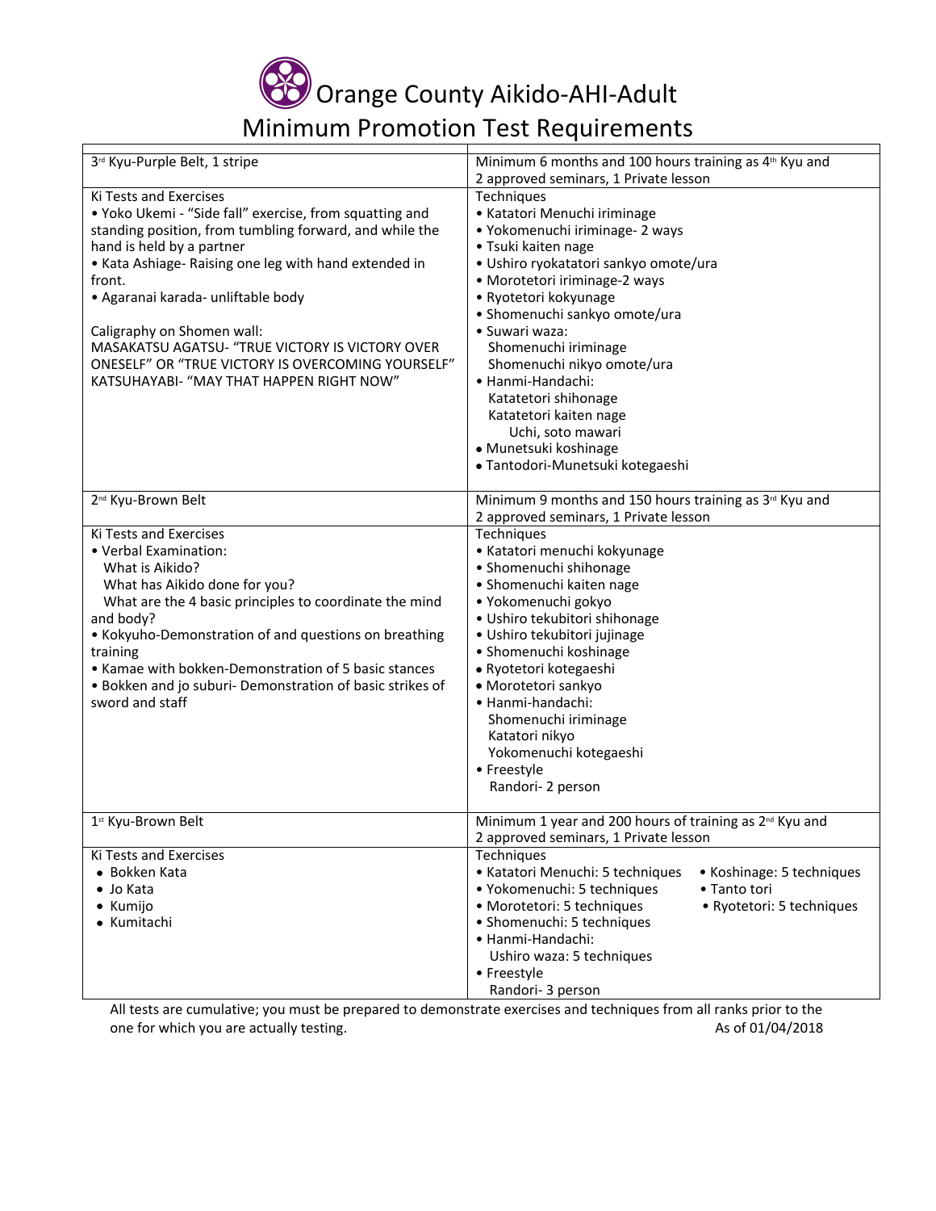# Orange County Aikido-AHI-Adult

## Minimum Promotion Test Requirements

| | |
|---|---|
| 3rd Kyu-Purple Belt, 1 stripe | Minimum 6 months and 100 hours training as 4th Kyu and 2 approved seminars, 1 Private lesson |
| Ki Tests and Exercises<br>• Yoko Ukemi - "Side fall" exercise, from squatting and standing position, from tumbling forward, and while the hand is held by a partner<br>• Kata Ashiage- Raising one leg with hand extended in front.<br>• Agaranai karada- unliftable body<br><br>Caligraphy on Shomen wall:<br>MASAKATSU AGATSU- "TRUE VICTORY IS VICTORY OVER ONESELF" OR "TRUE VICTORY IS OVERCOMING YOURSELF"<br>KATSUHAYABI- "MAY THAT HAPPEN RIGHT NOW" | Techniques<br>• Katatori Menuchi iriminage<br>• Yokomenuchi iriminage- 2 ways<br>• Tsuki kaiten nage<br>• Ushiro ryokatatori sankyo omote/ura<br>• Morotetori iriminage-2 ways<br>• Ryotetori kokyunage<br>• Shomenuchi sankyo omote/ura<br>• Suwari waza:<br>Shomenuchi iriminage<br>Shomenuchi nikyo omote/ura<br>• Hanmi-Handachi:<br>Katatetori shihonage<br>Katatetori kaiten nage<br>Uchi, soto mawari<br>• Munetsuki koshinage<br>• Tantodori-Munetsuki kotegaeshi |
| 2nd Kyu-Brown Belt | Minimum 9 months and 150 hours training as 3rd Kyu and 2 approved seminars, 1 Private lesson |
| Ki Tests and Exercises<br>• Verbal Examination:<br>What is Aikido?<br>What has Aikido done for you?<br>What are the 4 basic principles to coordinate the mind and body?<br>• Kokyuho-Demonstration of and questions on breathing training<br>• Kamae with bokken-Demonstration of 5 basic stances<br>• Bokken and jo suburi- Demonstration of basic strikes of sword and staff | Techniques<br>• Katatori menuchi kokyunage<br>• Shomenuchi shihonage<br>• Shomenuchi kaiten nage<br>• Yokomenuchi gokyo<br>• Ushiro tekubitori shihonage<br>• Ushiro tekubitori jujinage<br>• Shomenuchi koshinage<br>• Ryotetori kotegaeshi<br>• Morotetori sankyo<br>• Hanmi-handachi:<br>Shomenuchi iriminage<br>Katatori nikyo<br>Yokomenuchi kotegaeshi<br>• Freestyle<br>Randori- 2 person |
| 1st Kyu-Brown Belt | Minimum 1 year and 200 hours of training as 2nd Kyu and 2 approved seminars, 1 Private lesson |
| Ki Tests and Exercises<br>• Bokken Kata<br>• Jo Kata<br>• Kumijo<br>• Kumitachi | Techniques<br>• Katatori Menuchi: 5 techniques<br>• Yokomenuchi: 5 techniques<br>• Morotetori: 5 techniques<br>• Shomenuchi: 5 techniques<br>• Hanmi-Handachi:<br>Ushiro waza: 5 techniques<br>• Freestyle<br>Randori- 3 person<br>• Koshinage: 5 techniques<br>• Tanto tori<br>• Ryotetori: 5 techniques |

All tests are cumulative; you must be prepared to demonstrate exercises and techniques from all ranks prior to the one for which you are actually testing.

As of 01/04/2018